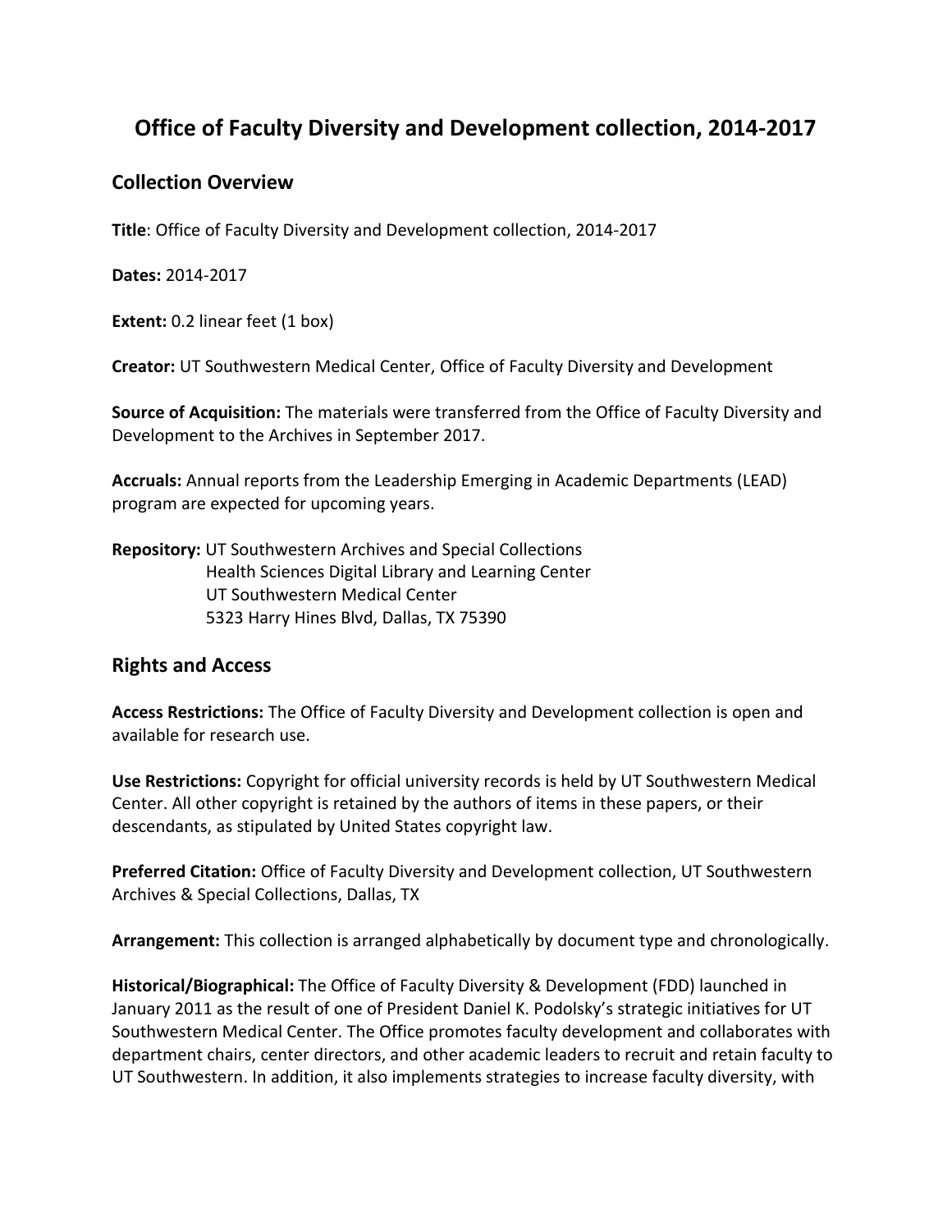# Office of Faculty Diversity and Development collection, 2014-2017

## Collection Overview

**Title**: Office of Faculty Diversity and Development collection, 2014-2017

**Dates:** 2014-2017

**Extent:** 0.2 linear feet (1 box)

**Creator:** UT Southwestern Medical Center, Office of Faculty Diversity and Development

**Source of Acquisition:** The materials were transferred from the Office of Faculty Diversity and Development to the Archives in September 2017.

**Accruals:** Annual reports from the Leadership Emerging in Academic Departments (LEAD) program are expected for upcoming years.

**Repository:** UT Southwestern Archives and Special Collections
Health Sciences Digital Library and Learning Center
UT Southwestern Medical Center
5323 Harry Hines Blvd, Dallas, TX 75390

## Rights and Access

**Access Restrictions:** The Office of Faculty Diversity and Development collection is open and available for research use.

**Use Restrictions:** Copyright for official university records is held by UT Southwestern Medical Center. All other copyright is retained by the authors of items in these papers, or their descendants, as stipulated by United States copyright law.

**Preferred Citation:** Office of Faculty Diversity and Development collection, UT Southwestern Archives & Special Collections, Dallas, TX

**Arrangement:** This collection is arranged alphabetically by document type and chronologically.

**Historical/Biographical:** The Office of Faculty Diversity & Development (FDD) launched in January 2011 as the result of one of President Daniel K. Podolsky's strategic initiatives for UT Southwestern Medical Center. The Office promotes faculty development and collaborates with department chairs, center directors, and other academic leaders to recruit and retain faculty to UT Southwestern. In addition, it also implements strategies to increase faculty diversity, with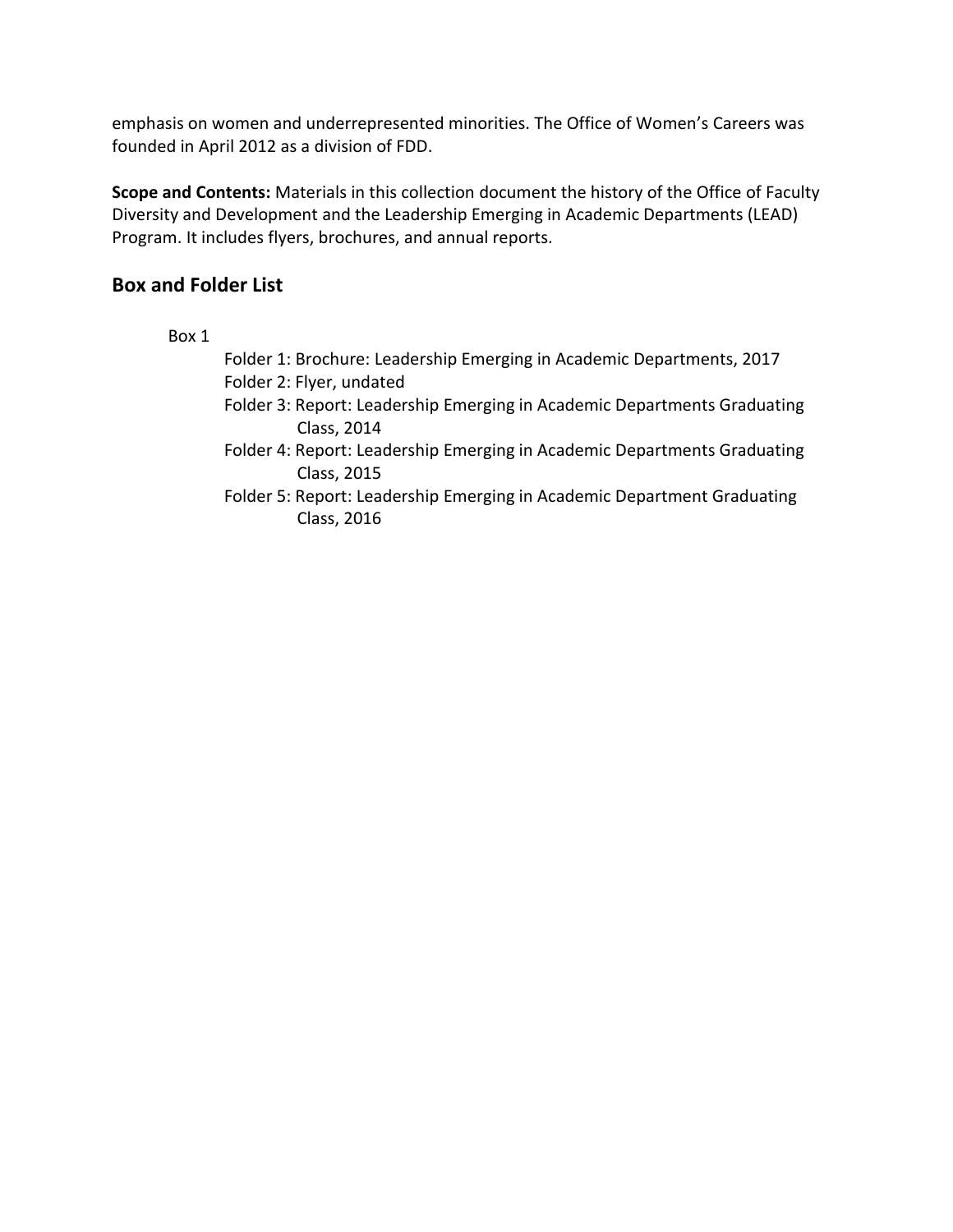emphasis on women and underrepresented minorities. The Office of Women's Careers was founded in April 2012 as a division of FDD.

**Scope and Contents:** Materials in this collection document the history of the Office of Faculty Diversity and Development and the Leadership Emerging in Academic Departments (LEAD) Program. It includes flyers, brochures, and annual reports.

## Box and Folder List

Box 1

- Folder 1: Brochure: Leadership Emerging in Academic Departments, 2017
- Folder 2: Flyer, undated
- Folder 3: Report: Leadership Emerging in Academic Departments Graduating Class, 2014
- Folder 4: Report: Leadership Emerging in Academic Departments Graduating Class, 2015
- Folder 5: Report: Leadership Emerging in Academic Department Graduating Class, 2016